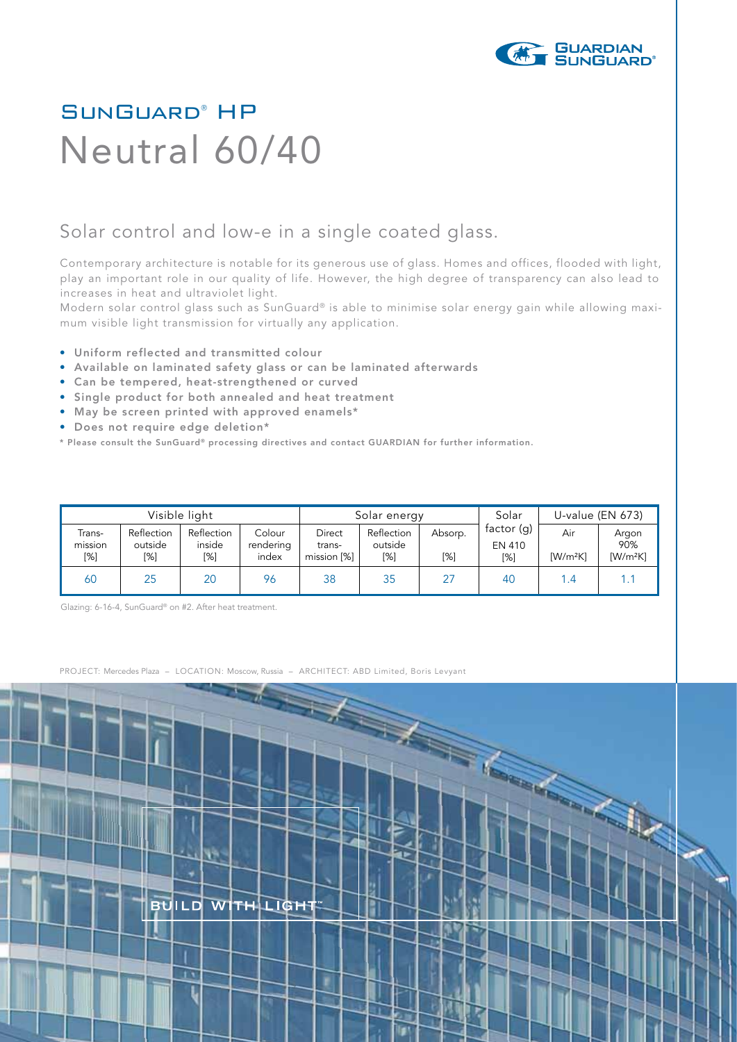# SunGuard® HP
# Neutral 60/40

## Solar control and low-e in a single coated glass.

Contemporary architecture is notable for its generous use of glass. Homes and offices, flooded with light, play an important role in our quality of life. However, the high degree of transparency can also lead to increases in heat and ultraviolet light.
Modern solar control glass such as SunGuard® is able to minimise solar energy gain while allowing maximum visible light transmission for virtually any application.

- **Uniform reflected and transmitted colour**
- **Available on laminated safety glass or can be laminated afterwards**
- **Can be tempered, heat-strengthened or curved**
- **Single product for both annealed and heat treatment**
- **May be screen printed with approved enamels***
- **Does not require edge deletion***

**\* Please consult the SunGuard® processing directives and contact GUARDIAN for further information.**

| Visible light | | | | Solar energy | | | Solar factor (g) | U-value (EN 673) | |
|---|---|---|---|---|---|---|---|---|---|
| Trans-mission [%] | Reflection outside [%] | Reflection inside [%] | Colour rendering index | Direct trans-mission [%] | Reflection outside [%] | Absorp. [%] | EN 410 [%] | Air [W/m²K] | Argon 90% [W/m²K] |
| 60 | 25 | 20 | 96 | 38 | 35 | 27 | 40 | 1.4 | 1.1 |

Glazing: 6-16-4, SunGuard® on #2. After heat treatment.

PROJECT: Mercedes Plaza – LOCATION: Moscow, Russia – ARCHITECT: ABD Limited, Boris Levyant

BUILD WITH LIGHT™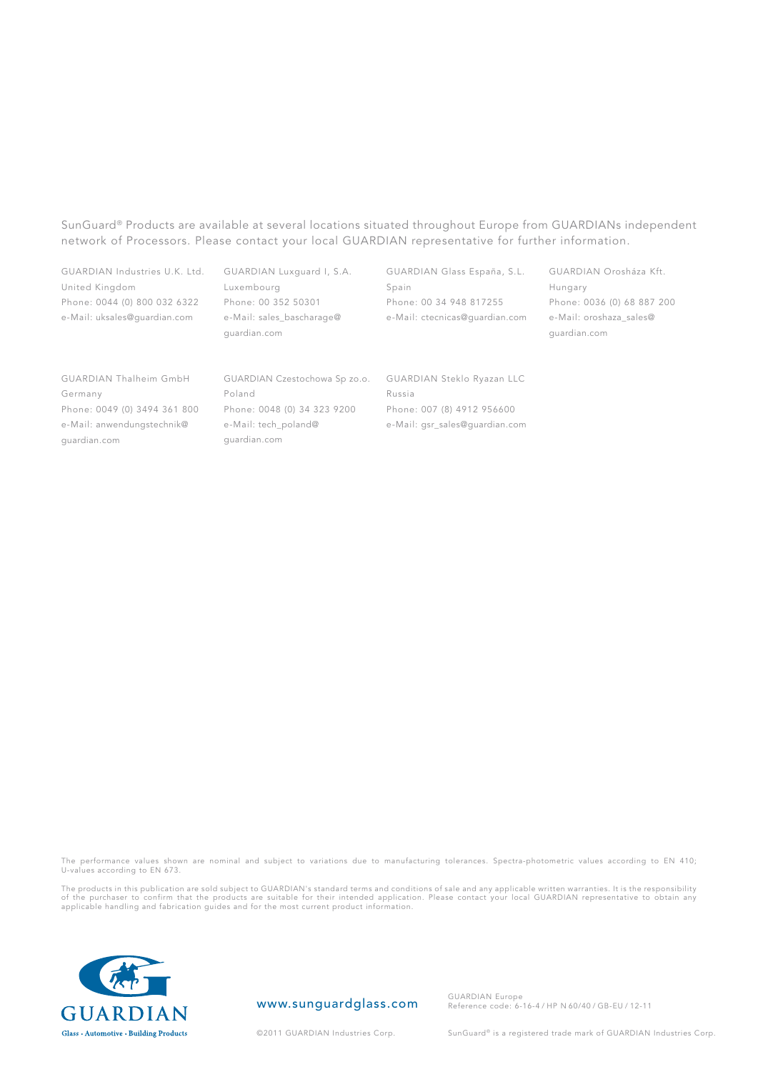SunGuard® Products are available at several locations situated throughout Europe from GUARDIANs independent network of Processors. Please contact your local GUARDIAN representative for further information.

GUARDIAN Industries U.K. Ltd.
United Kingdom
Phone: 0044 (0) 800 032 6322
e-Mail: uksales@guardian.com

GUARDIAN Luxguard I, S.A.
Luxembourg
Phone: 00 352 50301
e-Mail: sales_bascharage@guardian.com

GUARDIAN Glass España, S.L.
Spain
Phone: 00 34 948 817255
e-Mail: ctecnicas@guardian.com

GUARDIAN Orosháza Kft.
Hungary
Phone: 0036 (0) 68 887 200
e-Mail: oroshaza_sales@guardian.com

GUARDIAN Thalheim GmbH
Germany
Phone: 0049 (0) 3494 361 800
e-Mail: anwendungstechnik@guardian.com

GUARDIAN Czestochowa Sp zo.o.
Poland
Phone: 0048 (0) 34 323 9200
e-Mail: tech_poland@guardian.com

GUARDIAN Steklo Ryazan LLC
Russia
Phone: 007 (8) 4912 956600
e-Mail: gsr_sales@guardian.com

The performance values shown are nominal and subject to variations due to manufacturing tolerances. Spectra-photometric values according to EN 410; U-values according to EN 673.

The products in this publication are sold subject to GUARDIAN's standard terms and conditions of sale and any applicable written warranties. It is the responsibility of the purchaser to confirm that the products are suitable for their intended application. Please contact your local GUARDIAN representative to obtain any applicable handling and fabrication guides and for the most current product information.

GUARDIAN
Glass · Automotive · Building Products

www.sunguardglass.com

GUARDIAN Europe
Reference code: 6-16-4 / HP N 60/40 / GB-EU / 12-11

©2011 GUARDIAN Industries Corp.

SunGuard® is a registered trade mark of GUARDIAN Industries Corp.